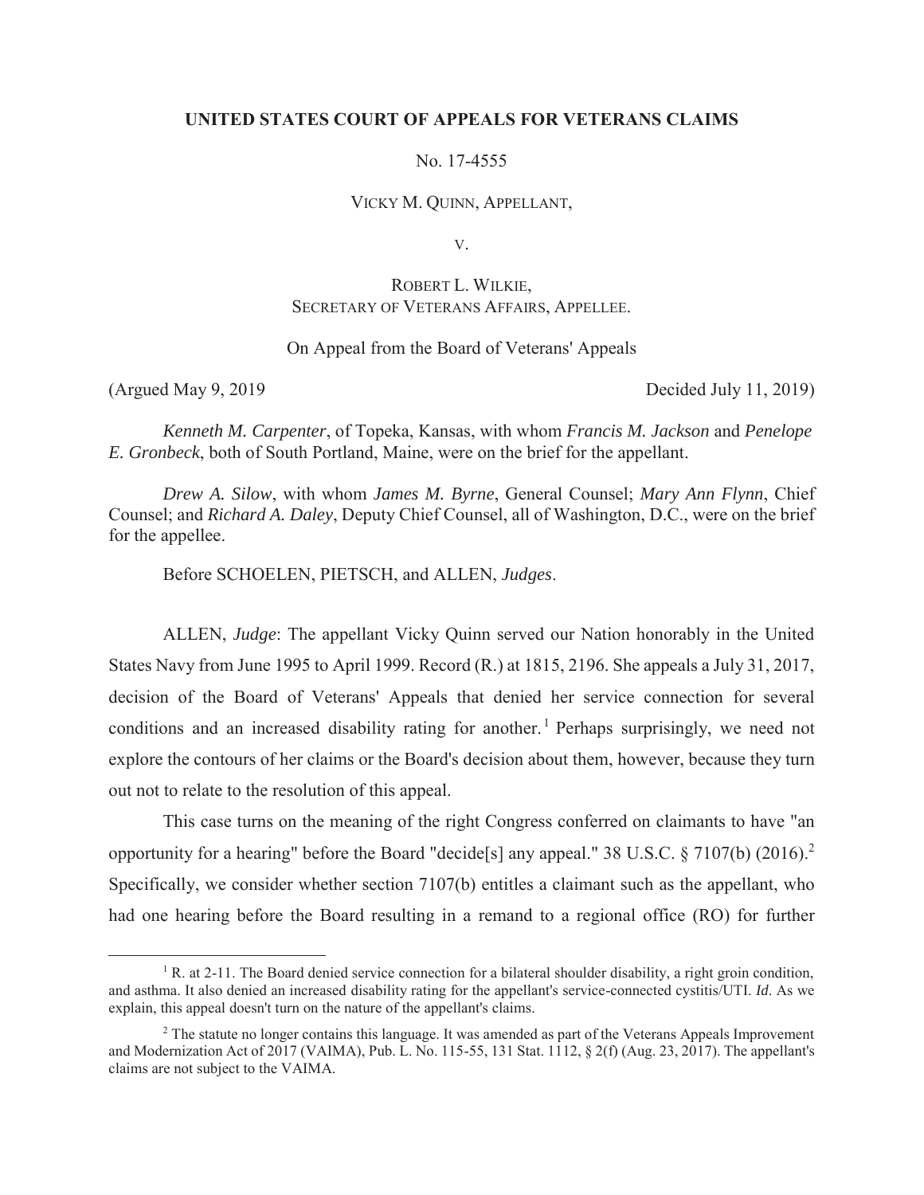**UNITED STATES COURT OF APPEALS FOR VETERANS CLAIMS**

No. 17-4555

VICKY M. QUINN, APPELLANT,

V.

ROBERT L. WILKIE,
SECRETARY OF VETERANS AFFAIRS, APPELLEE.

On Appeal from the Board of Veterans' Appeals

(Argued May 9, 2019) Decided July 11, 2019)

*Kenneth M. Carpenter*, of Topeka, Kansas, with whom *Francis M. Jackson* and *Penelope E. Gronbeck*, both of South Portland, Maine, were on the brief for the appellant.

*Drew A. Silow*, with whom *James M. Byrne*, General Counsel; *Mary Ann Flynn*, Chief Counsel; and *Richard A. Daley*, Deputy Chief Counsel, all of Washington, D.C., were on the brief for the appellee.

Before SCHOELEN, PIETSCH, and ALLEN, *Judges*.

ALLEN, *Judge*: The appellant Vicky Quinn served our Nation honorably in the United States Navy from June 1995 to April 1999. Record (R.) at 1815, 2196. She appeals a July 31, 2017, decision of the Board of Veterans' Appeals that denied her service connection for several conditions and an increased disability rating for another.[1] Perhaps surprisingly, we need not explore the contours of her claims or the Board's decision about them, however, because they turn out not to relate to the resolution of this appeal.

This case turns on the meaning of the right Congress conferred on claimants to have "an opportunity for a hearing" before the Board "decide[s] any appeal." 38 U.S.C. § 7107(b) (2016).[2] Specifically, we consider whether section 7107(b) entitles a claimant such as the appellant, who had one hearing before the Board resulting in a remand to a regional office (RO) for further

[1] R. at 2-11. The Board denied service connection for a bilateral shoulder disability, a right groin condition, and asthma. It also denied an increased disability rating for the appellant's service-connected cystitis/UTI. *Id*. As we explain, this appeal doesn't turn on the nature of the appellant's claims.

[2] The statute no longer contains this language. It was amended as part of the Veterans Appeals Improvement and Modernization Act of 2017 (VAIMA), Pub. L. No. 115-55, 131 Stat. 1112, § 2(f) (Aug. 23, 2017). The appellant's claims are not subject to the VAIMA.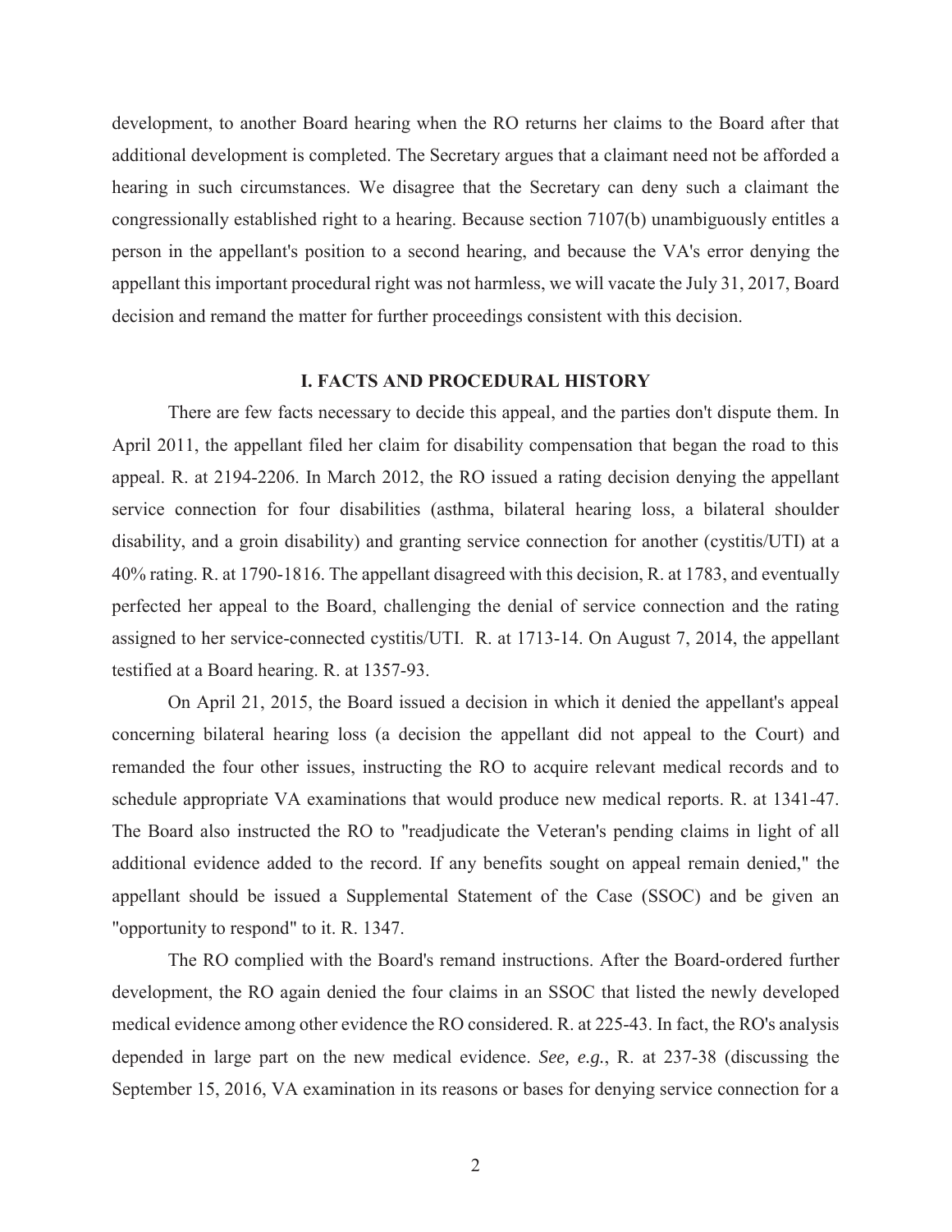development, to another Board hearing when the RO returns her claims to the Board after that additional development is completed. The Secretary argues that a claimant need not be afforded a hearing in such circumstances. We disagree that the Secretary can deny such a claimant the congressionally established right to a hearing. Because section 7107(b) unambiguously entitles a person in the appellant's position to a second hearing, and because the VA's error denying the appellant this important procedural right was not harmless, we will vacate the July 31, 2017, Board decision and remand the matter for further proceedings consistent with this decision.

## I. FACTS AND PROCEDURAL HISTORY

There are few facts necessary to decide this appeal, and the parties don't dispute them. In April 2011, the appellant filed her claim for disability compensation that began the road to this appeal. R. at 2194-2206. In March 2012, the RO issued a rating decision denying the appellant service connection for four disabilities (asthma, bilateral hearing loss, a bilateral shoulder disability, and a groin disability) and granting service connection for another (cystitis/UTI) at a 40% rating. R. at 1790-1816. The appellant disagreed with this decision, R. at 1783, and eventually perfected her appeal to the Board, challenging the denial of service connection and the rating assigned to her service-connected cystitis/UTI. R. at 1713-14. On August 7, 2014, the appellant testified at a Board hearing. R. at 1357-93.

On April 21, 2015, the Board issued a decision in which it denied the appellant's appeal concerning bilateral hearing loss (a decision the appellant did not appeal to the Court) and remanded the four other issues, instructing the RO to acquire relevant medical records and to schedule appropriate VA examinations that would produce new medical reports. R. at 1341-47. The Board also instructed the RO to "readjudicate the Veteran's pending claims in light of all additional evidence added to the record. If any benefits sought on appeal remain denied," the appellant should be issued a Supplemental Statement of the Case (SSOC) and be given an "opportunity to respond" to it. R. 1347.

The RO complied with the Board's remand instructions. After the Board-ordered further development, the RO again denied the four claims in an SSOC that listed the newly developed medical evidence among other evidence the RO considered. R. at 225-43. In fact, the RO's analysis depended in large part on the new medical evidence. *See, e.g.*, R. at 237-38 (discussing the September 15, 2016, VA examination in its reasons or bases for denying service connection for a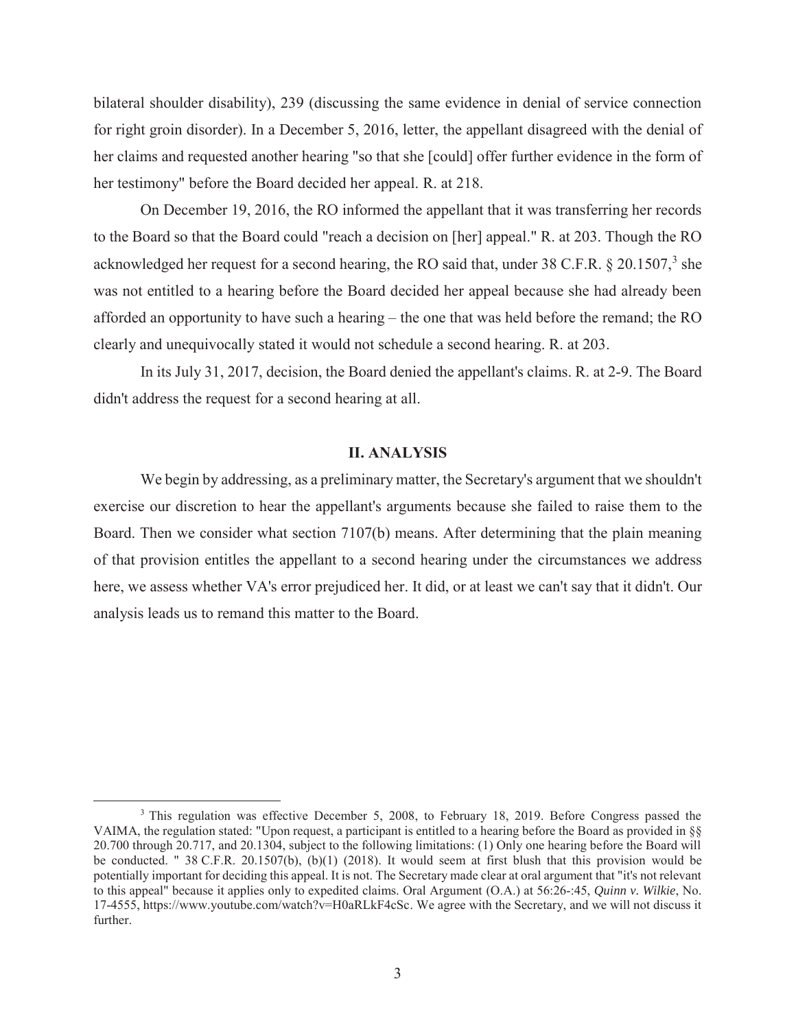bilateral shoulder disability), 239 (discussing the same evidence in denial of service connection for right groin disorder). In a December 5, 2016, letter, the appellant disagreed with the denial of her claims and requested another hearing "so that she [could] offer further evidence in the form of her testimony" before the Board decided her appeal. R. at 218.

On December 19, 2016, the RO informed the appellant that it was transferring her records to the Board so that the Board could "reach a decision on [her] appeal." R. at 203. Though the RO acknowledged her request for a second hearing, the RO said that, under 38 C.F.R. § 20.1507,[3] she was not entitled to a hearing before the Board decided her appeal because she had already been afforded an opportunity to have such a hearing – the one that was held before the remand; the RO clearly and unequivocally stated it would not schedule a second hearing. R. at 203.

In its July 31, 2017, decision, the Board denied the appellant's claims. R. at 2-9. The Board didn't address the request for a second hearing at all.

## II. ANALYSIS

We begin by addressing, as a preliminary matter, the Secretary's argument that we shouldn't exercise our discretion to hear the appellant's arguments because she failed to raise them to the Board. Then we consider what section 7107(b) means. After determining that the plain meaning of that provision entitles the appellant to a second hearing under the circumstances we address here, we assess whether VA's error prejudiced her. It did, or at least we can't say that it didn't. Our analysis leads us to remand this matter to the Board.

---

[3] This regulation was effective December 5, 2008, to February 18, 2019. Before Congress passed the VAIMA, the regulation stated: "Upon request, a participant is entitled to a hearing before the Board as provided in §§ 20.700 through 20.717, and 20.1304, subject to the following limitations: (1) Only one hearing before the Board will be conducted. " 38 C.F.R. 20.1507(b), (b)(1) (2018). It would seem at first blush that this provision would be potentially important for deciding this appeal. It is not. The Secretary made clear at oral argument that "it's not relevant to this appeal" because it applies only to expedited claims. Oral Argument (O.A.) at 56:26-:45, *Quinn v. Wilkie*, No. 17-4555, https://www.youtube.com/watch?v=H0aRLkF4cSc. We agree with the Secretary, and we will not discuss it further.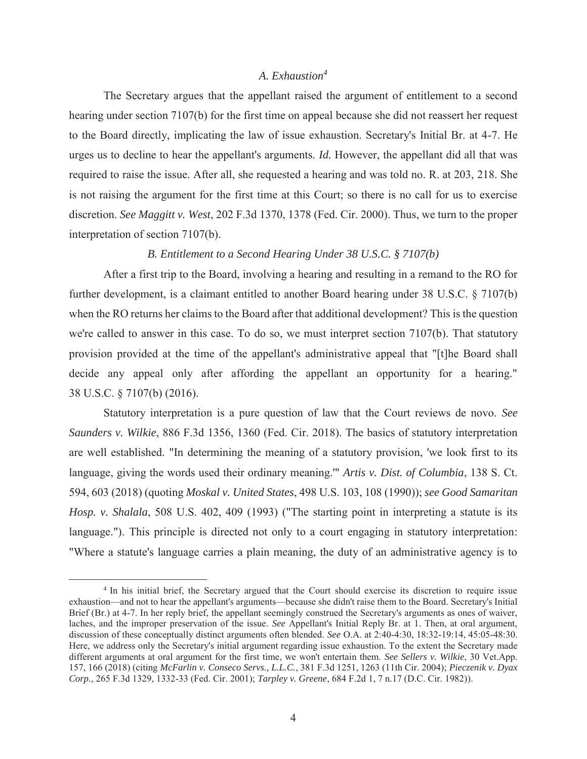### *A. Exhaustion*[4]

The Secretary argues that the appellant raised the argument of entitlement to a second hearing under section 7107(b) for the first time on appeal because she did not reassert her request to the Board directly, implicating the law of issue exhaustion. Secretary's Initial Br. at 4-7. He urges us to decline to hear the appellant's arguments. *Id.* However, the appellant did all that was required to raise the issue. After all, she requested a hearing and was told no. R. at 203, 218. She is not raising the argument for the first time at this Court; so there is no call for us to exercise discretion. *See Maggitt v. West*, 202 F.3d 1370, 1378 (Fed. Cir. 2000). Thus, we turn to the proper interpretation of section 7107(b).

### *B. Entitlement to a Second Hearing Under 38 U.S.C. § 7107(b)*

After a first trip to the Board, involving a hearing and resulting in a remand to the RO for further development, is a claimant entitled to another Board hearing under 38 U.S.C. § 7107(b) when the RO returns her claims to the Board after that additional development? This is the question we're called to answer in this case. To do so, we must interpret section 7107(b). That statutory provision provided at the time of the appellant's administrative appeal that "[t]he Board shall decide any appeal only after affording the appellant an opportunity for a hearing." 38 U.S.C. § 7107(b) (2016).

Statutory interpretation is a pure question of law that the Court reviews de novo. *See Saunders v. Wilkie*, 886 F.3d 1356, 1360 (Fed. Cir. 2018). The basics of statutory interpretation are well established. "In determining the meaning of a statutory provision, 'we look first to its language, giving the words used their ordinary meaning.'" *Artis v. Dist. of Columbia*, 138 S. Ct. 594, 603 (2018) (quoting *Moskal v. United States*, 498 U.S. 103, 108 (1990)); *see Good Samaritan Hosp. v. Shalala*, 508 U.S. 402, 409 (1993) ("The starting point in interpreting a statute is its language."). This principle is directed not only to a court engaging in statutory interpretation: "Where a statute's language carries a plain meaning, the duty of an administrative agency is to

---

[4] In his initial brief, the Secretary argued that the Court should exercise its discretion to require issue exhaustion—and not to hear the appellant's arguments—because she didn't raise them to the Board. Secretary's Initial Brief (Br.) at 4-7. In her reply brief, the appellant seemingly construed the Secretary's arguments as ones of waiver, laches, and the improper preservation of the issue. *See* Appellant's Initial Reply Br. at 1. Then, at oral argument, discussion of these conceptually distinct arguments often blended. *See* O.A. at 2:40-4:30, 18:32-19:14, 45:05-48:30. Here, we address only the Secretary's initial argument regarding issue exhaustion. To the extent the Secretary made different arguments at oral argument for the first time, we won't entertain them. *See Sellers v. Wilkie*, 30 Vet.App. 157, 166 (2018) (citing *McFarlin v. Conseco Servs., L.L.C.*, 381 F.3d 1251, 1263 (11th Cir. 2004); *Pieczenik v. Dyax Corp.*, 265 F.3d 1329, 1332-33 (Fed. Cir. 2001); *Tarpley v. Greene*, 684 F.2d 1, 7 n.17 (D.C. Cir. 1982)).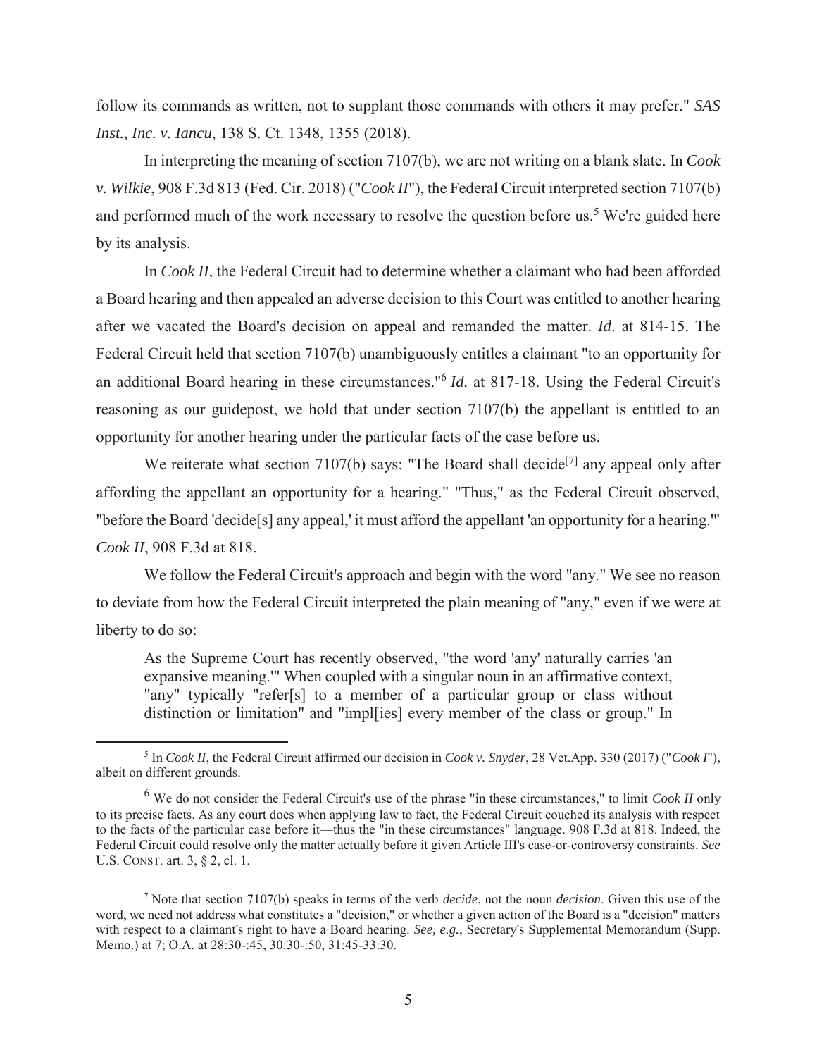follow its commands as written, not to supplant those commands with others it may prefer." *SAS Inst., Inc. v. Iancu*, 138 S. Ct. 1348, 1355 (2018).

In interpreting the meaning of section 7107(b), we are not writing on a blank slate. In *Cook v. Wilkie*, 908 F.3d 813 (Fed. Cir. 2018) ("*Cook II*"), the Federal Circuit interpreted section 7107(b) and performed much of the work necessary to resolve the question before us.[5] We're guided here by its analysis.

In *Cook II,* the Federal Circuit had to determine whether a claimant who had been afforded a Board hearing and then appealed an adverse decision to this Court was entitled to another hearing after we vacated the Board's decision on appeal and remanded the matter. *Id*. at 814-15. The Federal Circuit held that section 7107(b) unambiguously entitles a claimant "to an opportunity for an additional Board hearing in these circumstances."[6] *Id.* at 817-18. Using the Federal Circuit's reasoning as our guidepost, we hold that under section 7107(b) the appellant is entitled to an opportunity for another hearing under the particular facts of the case before us.

We reiterate what section 7107(b) says: "The Board shall decide[7] any appeal only after affording the appellant an opportunity for a hearing." "Thus," as the Federal Circuit observed, "before the Board 'decide[s] any appeal,' it must afford the appellant 'an opportunity for a hearing.'" *Cook II*, 908 F.3d at 818.

We follow the Federal Circuit's approach and begin with the word "any." We see no reason to deviate from how the Federal Circuit interpreted the plain meaning of "any," even if we were at liberty to do so:

> As the Supreme Court has recently observed, "the word 'any' naturally carries 'an expansive meaning.'" When coupled with a singular noun in an affirmative context, "any" typically "refer[s] to a member of a particular group or class without distinction or limitation" and "impl[ies] every member of the class or group." In

---

[5] In *Cook II*, the Federal Circuit affirmed our decision in *Cook v. Snyder*, 28 Vet.App. 330 (2017) ("*Cook I*"), albeit on different grounds.

[6] We do not consider the Federal Circuit's use of the phrase "in these circumstances," to limit *Cook II* only to its precise facts. As any court does when applying law to fact, the Federal Circuit couched its analysis with respect to the facts of the particular case before it—thus the "in these circumstances" language. 908 F.3d at 818. Indeed, the Federal Circuit could resolve only the matter actually before it given Article III's case-or-controversy constraints. *See* U.S. CONST. art. 3, § 2, cl. 1.

[7] Note that section 7107(b) speaks in terms of the verb *decide*, not the noun *decision*. Given this use of the word, we need not address what constitutes a "decision," or whether a given action of the Board is a "decision" matters with respect to a claimant's right to have a Board hearing. *See, e.g.*, Secretary's Supplemental Memorandum (Supp. Memo.) at 7; O.A. at 28:30-:45, 30:30-:50, 31:45-33:30.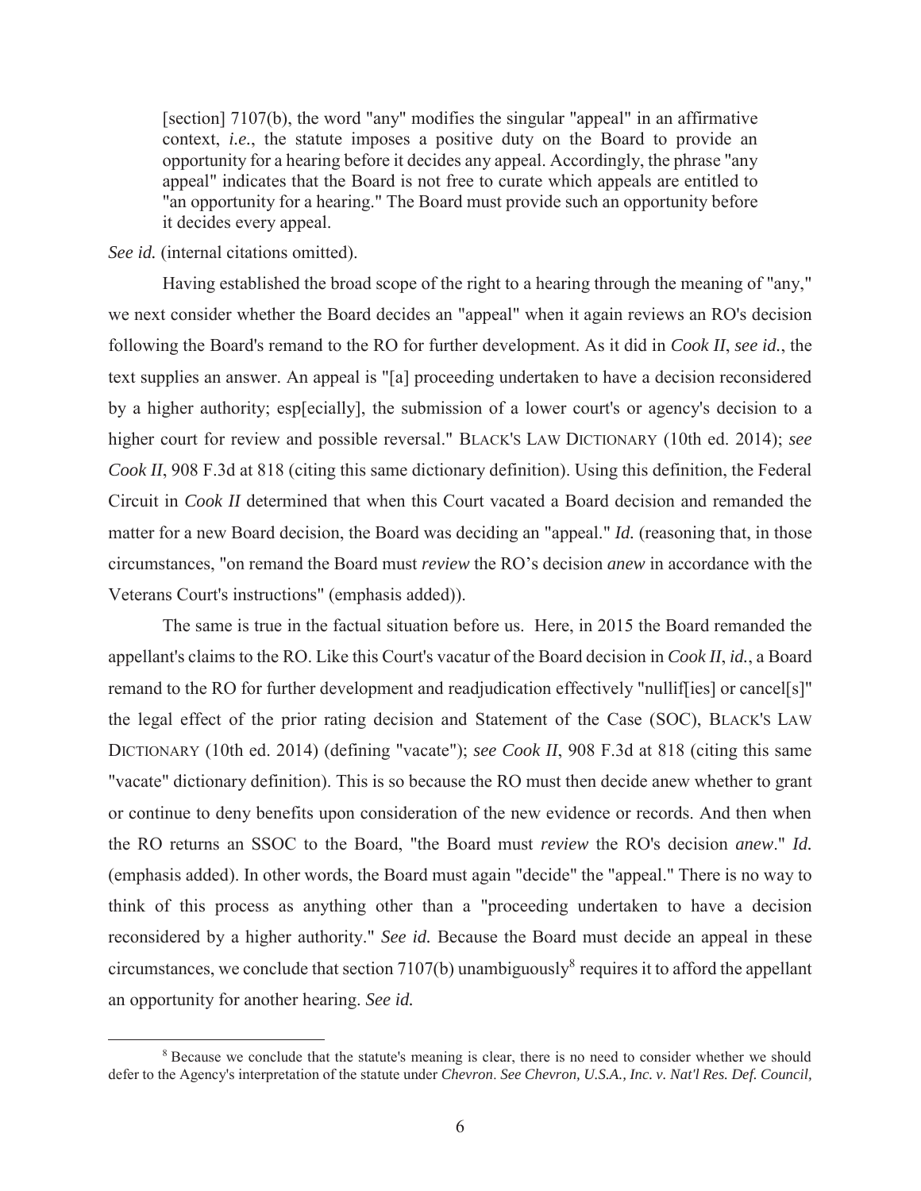> [section] 7107(b), the word "any" modifies the singular "appeal" in an affirmative context, *i.e.*, the statute imposes a positive duty on the Board to provide an opportunity for a hearing before it decides any appeal. Accordingly, the phrase "any appeal" indicates that the Board is not free to curate which appeals are entitled to "an opportunity for a hearing." The Board must provide such an opportunity before it decides every appeal.

*See id.* (internal citations omitted).

Having established the broad scope of the right to a hearing through the meaning of "any," we next consider whether the Board decides an "appeal" when it again reviews an RO's decision following the Board's remand to the RO for further development. As it did in *Cook II*, *see id.*, the text supplies an answer. An appeal is "[a] proceeding undertaken to have a decision reconsidered by a higher authority; esp[ecially], the submission of a lower court's or agency's decision to a higher court for review and possible reversal." BLACK'S LAW DICTIONARY (10th ed. 2014); *see Cook II*, 908 F.3d at 818 (citing this same dictionary definition). Using this definition, the Federal Circuit in *Cook II* determined that when this Court vacated a Board decision and remanded the matter for a new Board decision, the Board was deciding an "appeal." *Id.* (reasoning that, in those circumstances, "on remand the Board must *review* the RO's decision *anew* in accordance with the Veterans Court's instructions" (emphasis added)).

The same is true in the factual situation before us. Here, in 2015 the Board remanded the appellant's claims to the RO. Like this Court's vacatur of the Board decision in *Cook II*, *id.*, a Board remand to the RO for further development and readjudication effectively "nullif[ies] or cancel[s]" the legal effect of the prior rating decision and Statement of the Case (SOC), BLACK'S LAW DICTIONARY (10th ed. 2014) (defining "vacate"); *see Cook II*, 908 F.3d at 818 (citing this same "vacate" dictionary definition). This is so because the RO must then decide anew whether to grant or continue to deny benefits upon consideration of the new evidence or records. And then when the RO returns an SSOC to the Board, "the Board must *review* the RO's decision *anew*." *Id.* (emphasis added). In other words, the Board must again "decide" the "appeal." There is no way to think of this process as anything other than a "proceeding undertaken to have a decision reconsidered by a higher authority." *See id.* Because the Board must decide an appeal in these circumstances, we conclude that section 7107(b) unambiguously[8] requires it to afford the appellant an opportunity for another hearing. *See id.*

---

[8] Because we conclude that the statute's meaning is clear, there is no need to consider whether we should defer to the Agency's interpretation of the statute under *Chevron*. *See Chevron, U.S.A., Inc. v. Nat'l Res. Def. Council,*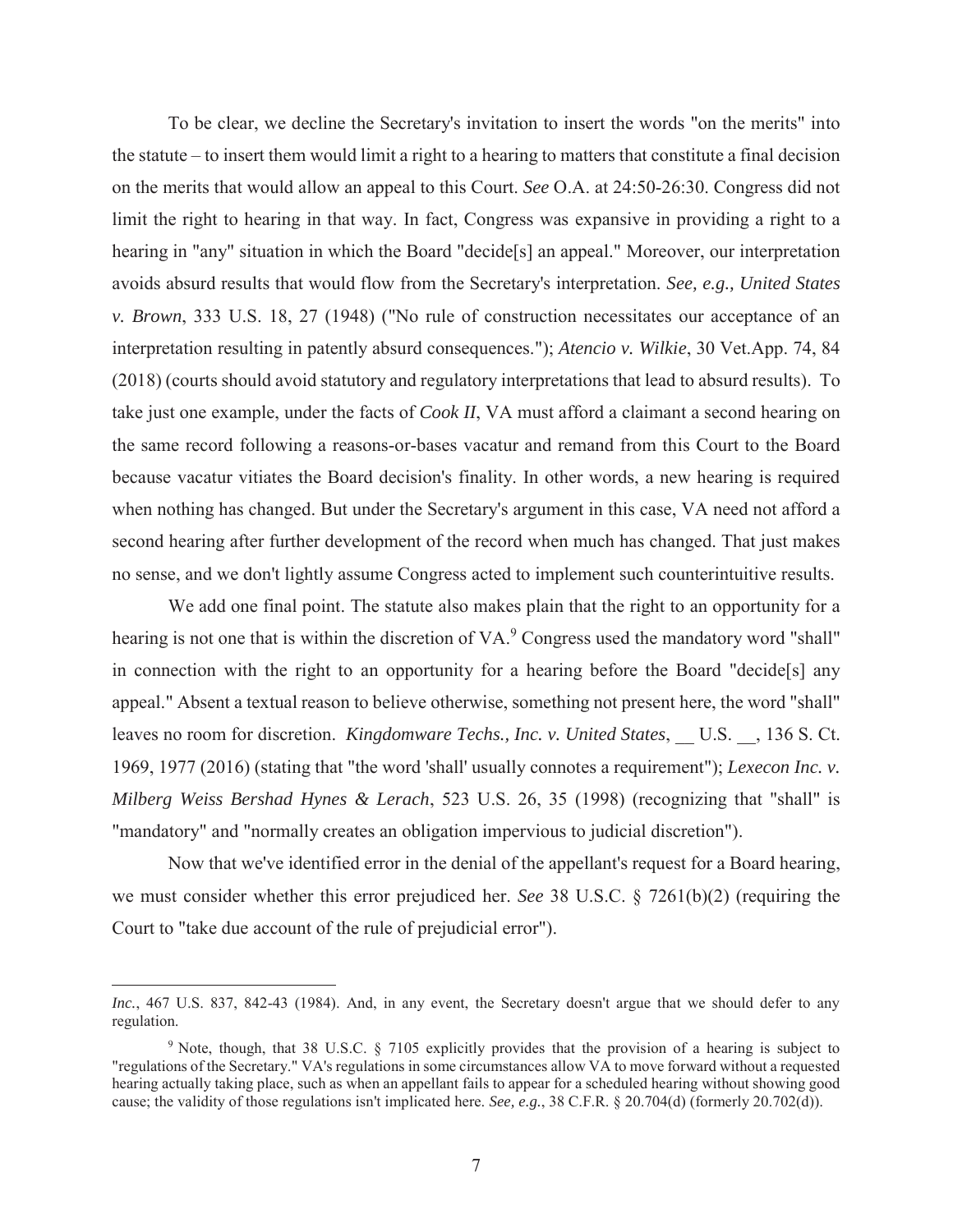To be clear, we decline the Secretary's invitation to insert the words "on the merits" into the statute – to insert them would limit a right to a hearing to matters that constitute a final decision on the merits that would allow an appeal to this Court. *See* O.A. at 24:50-26:30. Congress did not limit the right to hearing in that way. In fact, Congress was expansive in providing a right to a hearing in "any" situation in which the Board "decide[s] an appeal." Moreover, our interpretation avoids absurd results that would flow from the Secretary's interpretation. *See, e.g., United States v. Brown*, 333 U.S. 18, 27 (1948) ("No rule of construction necessitates our acceptance of an interpretation resulting in patently absurd consequences."); *Atencio v. Wilkie*, 30 Vet.App. 74, 84 (2018) (courts should avoid statutory and regulatory interpretations that lead to absurd results). To take just one example, under the facts of *Cook II*, VA must afford a claimant a second hearing on the same record following a reasons-or-bases vacatur and remand from this Court to the Board because vacatur vitiates the Board decision's finality. In other words, a new hearing is required when nothing has changed. But under the Secretary's argument in this case, VA need not afford a second hearing after further development of the record when much has changed. That just makes no sense, and we don't lightly assume Congress acted to implement such counterintuitive results.

We add one final point. The statute also makes plain that the right to an opportunity for a hearing is not one that is within the discretion of VA.[9] Congress used the mandatory word "shall" in connection with the right to an opportunity for a hearing before the Board "decide[s] any appeal." Absent a textual reason to believe otherwise, something not present here, the word "shall" leaves no room for discretion. *Kingdomware Techs., Inc. v. United States*, __ U.S. __, 136 S. Ct. 1969, 1977 (2016) (stating that "the word 'shall' usually connotes a requirement"); *Lexecon Inc. v. Milberg Weiss Bershad Hynes & Lerach*, 523 U.S. 26, 35 (1998) (recognizing that "shall" is "mandatory" and "normally creates an obligation impervious to judicial discretion").

Now that we've identified error in the denial of the appellant's request for a Board hearing, we must consider whether this error prejudiced her. *See* 38 U.S.C. § 7261(b)(2) (requiring the Court to "take due account of the rule of prejudicial error").

---

*Inc.*, 467 U.S. 837, 842-43 (1984). And, in any event, the Secretary doesn't argue that we should defer to any regulation.

[9] Note, though, that 38 U.S.C. § 7105 explicitly provides that the provision of a hearing is subject to "regulations of the Secretary." VA's regulations in some circumstances allow VA to move forward without a requested hearing actually taking place, such as when an appellant fails to appear for a scheduled hearing without showing good cause; the validity of those regulations isn't implicated here. *See, e.g.*, 38 C.F.R. § 20.704(d) (formerly 20.702(d)).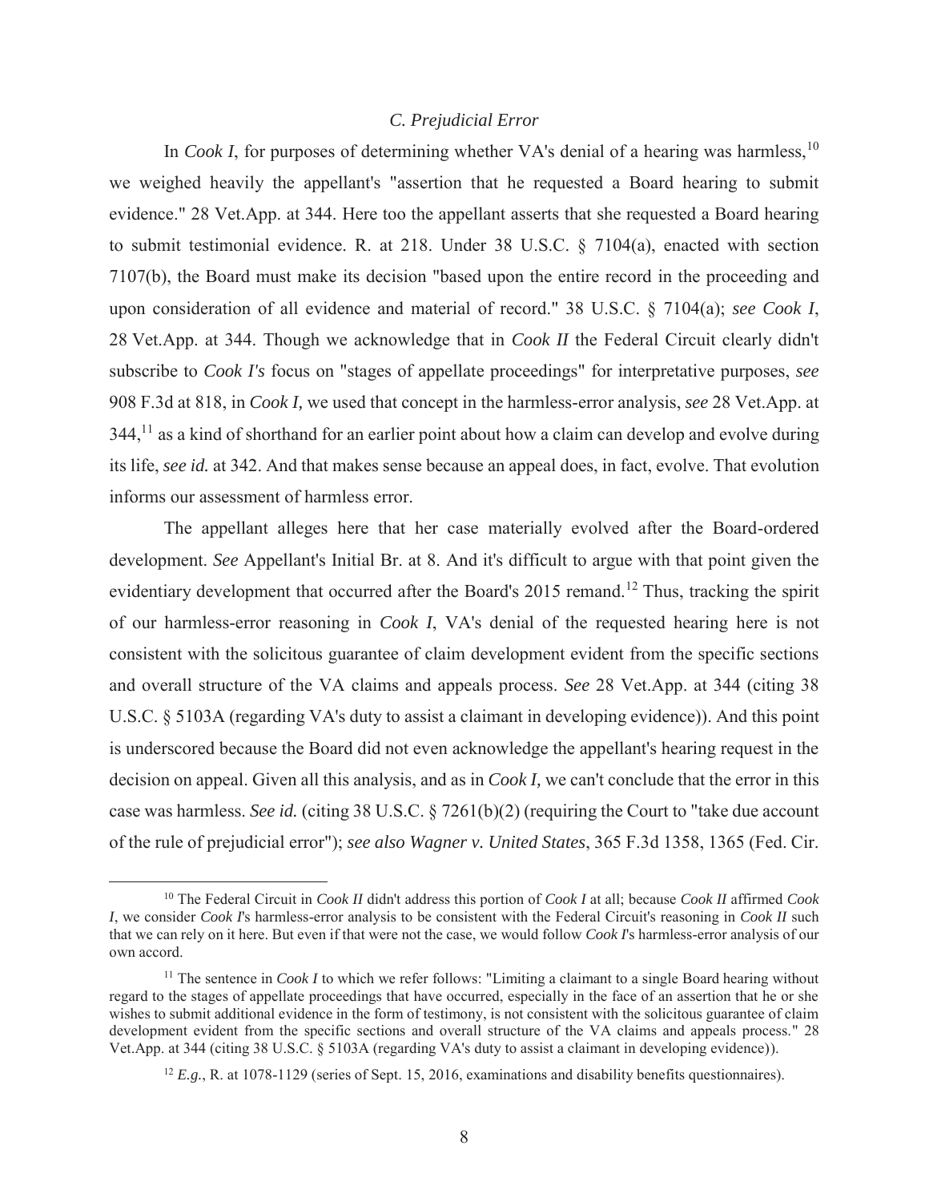### *C. Prejudicial Error*

In *Cook I*, for purposes of determining whether VA's denial of a hearing was harmless,[10] we weighed heavily the appellant's "assertion that he requested a Board hearing to submit evidence." 28 Vet.App. at 344. Here too the appellant asserts that she requested a Board hearing to submit testimonial evidence. R. at 218. Under 38 U.S.C. § 7104(a), enacted with section 7107(b), the Board must make its decision "based upon the entire record in the proceeding and upon consideration of all evidence and material of record." 38 U.S.C. § 7104(a); *see Cook I*, 28 Vet.App. at 344. Though we acknowledge that in *Cook II* the Federal Circuit clearly didn't subscribe to *Cook I's* focus on "stages of appellate proceedings" for interpretative purposes, *see* 908 F.3d at 818, in *Cook I,* we used that concept in the harmless-error analysis, *see* 28 Vet.App. at 344,[11] as a kind of shorthand for an earlier point about how a claim can develop and evolve during its life, *see id.* at 342. And that makes sense because an appeal does, in fact, evolve. That evolution informs our assessment of harmless error.

The appellant alleges here that her case materially evolved after the Board-ordered development. *See* Appellant's Initial Br. at 8. And it's difficult to argue with that point given the evidentiary development that occurred after the Board's 2015 remand.[12] Thus, tracking the spirit of our harmless-error reasoning in *Cook I*, VA's denial of the requested hearing here is not consistent with the solicitous guarantee of claim development evident from the specific sections and overall structure of the VA claims and appeals process. *See* 28 Vet.App. at 344 (citing 38 U.S.C. § 5103A (regarding VA's duty to assist a claimant in developing evidence)). And this point is underscored because the Board did not even acknowledge the appellant's hearing request in the decision on appeal. Given all this analysis, and as in *Cook I,* we can't conclude that the error in this case was harmless. *See id.* (citing 38 U.S.C. § 7261(b)(2) (requiring the Court to "take due account of the rule of prejudicial error"); *see also Wagner v. United States*, 365 F.3d 1358, 1365 (Fed. Cir.

---

[10] The Federal Circuit in *Cook II* didn't address this portion of *Cook I* at all; because *Cook II* affirmed *Cook I*, we consider *Cook I*'s harmless-error analysis to be consistent with the Federal Circuit's reasoning in *Cook II* such that we can rely on it here. But even if that were not the case, we would follow *Cook I*'s harmless-error analysis of our own accord.

[11] The sentence in *Cook I* to which we refer follows: "Limiting a claimant to a single Board hearing without regard to the stages of appellate proceedings that have occurred, especially in the face of an assertion that he or she wishes to submit additional evidence in the form of testimony, is not consistent with the solicitous guarantee of claim development evident from the specific sections and overall structure of the VA claims and appeals process." 28 Vet.App. at 344 (citing 38 U.S.C. § 5103A (regarding VA's duty to assist a claimant in developing evidence)).

[12] *E.g.*, R. at 1078-1129 (series of Sept. 15, 2016, examinations and disability benefits questionnaires).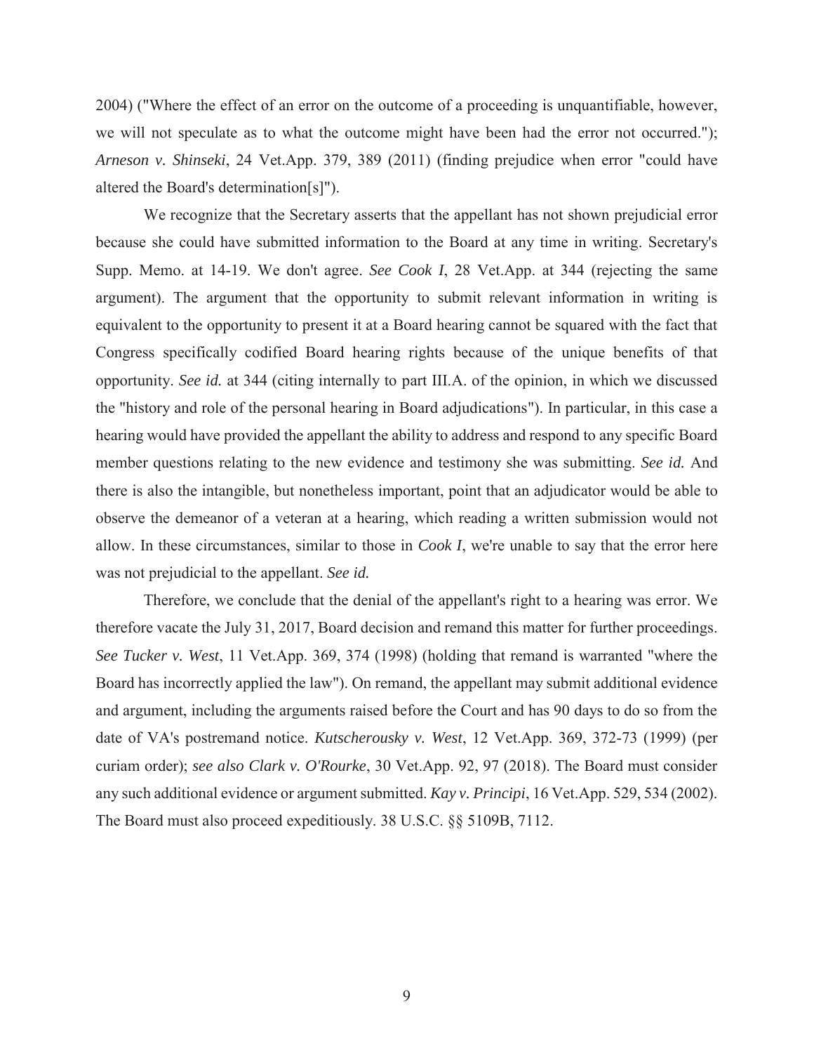2004) ("Where the effect of an error on the outcome of a proceeding is unquantifiable, however, we will not speculate as to what the outcome might have been had the error not occurred."); *Arneson v. Shinseki*, 24 Vet.App. 379, 389 (2011) (finding prejudice when error "could have altered the Board's determination[s]").

We recognize that the Secretary asserts that the appellant has not shown prejudicial error because she could have submitted information to the Board at any time in writing. Secretary's Supp. Memo. at 14-19. We don't agree. *See Cook I*, 28 Vet.App. at 344 (rejecting the same argument). The argument that the opportunity to submit relevant information in writing is equivalent to the opportunity to present it at a Board hearing cannot be squared with the fact that Congress specifically codified Board hearing rights because of the unique benefits of that opportunity. *See id.* at 344 (citing internally to part III.A. of the opinion, in which we discussed the "history and role of the personal hearing in Board adjudications"). In particular, in this case a hearing would have provided the appellant the ability to address and respond to any specific Board member questions relating to the new evidence and testimony she was submitting. *See id.* And there is also the intangible, but nonetheless important, point that an adjudicator would be able to observe the demeanor of a veteran at a hearing, which reading a written submission would not allow. In these circumstances, similar to those in *Cook I*, we're unable to say that the error here was not prejudicial to the appellant. *See id.*

Therefore, we conclude that the denial of the appellant's right to a hearing was error. We therefore vacate the July 31, 2017, Board decision and remand this matter for further proceedings. *See Tucker v. West*, 11 Vet.App. 369, 374 (1998) (holding that remand is warranted "where the Board has incorrectly applied the law"). On remand, the appellant may submit additional evidence and argument, including the arguments raised before the Court and has 90 days to do so from the date of VA's postremand notice. *Kutscherousky v. West*, 12 Vet.App. 369, 372-73 (1999) (per curiam order); *see also Clark v. O'Rourke*, 30 Vet.App. 92, 97 (2018). The Board must consider any such additional evidence or argument submitted. *Kay v. Principi*, 16 Vet.App. 529, 534 (2002). The Board must also proceed expeditiously. 38 U.S.C. §§ 5109B, 7112.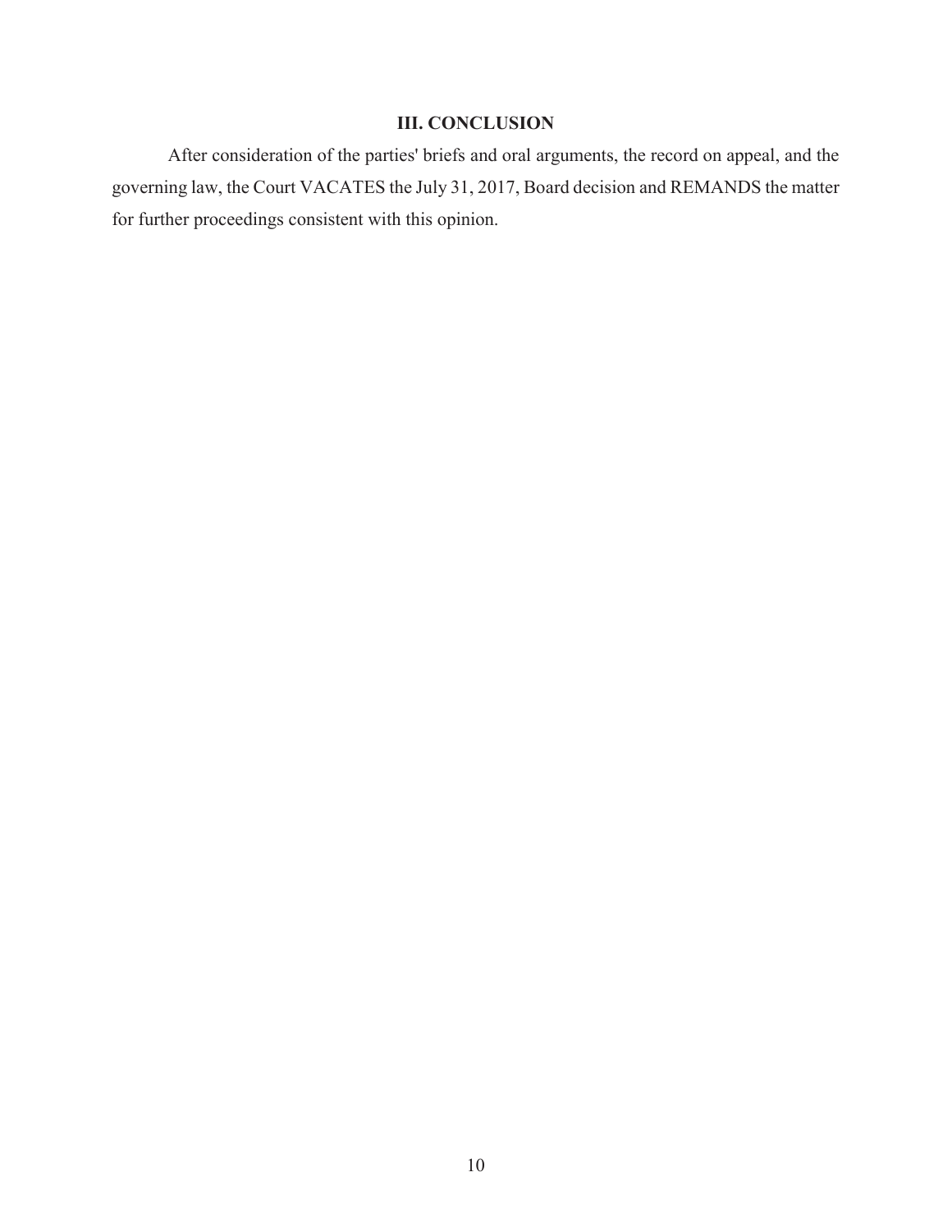## III. CONCLUSION

After consideration of the parties' briefs and oral arguments, the record on appeal, and the governing law, the Court VACATES the July 31, 2017, Board decision and REMANDS the matter for further proceedings consistent with this opinion.